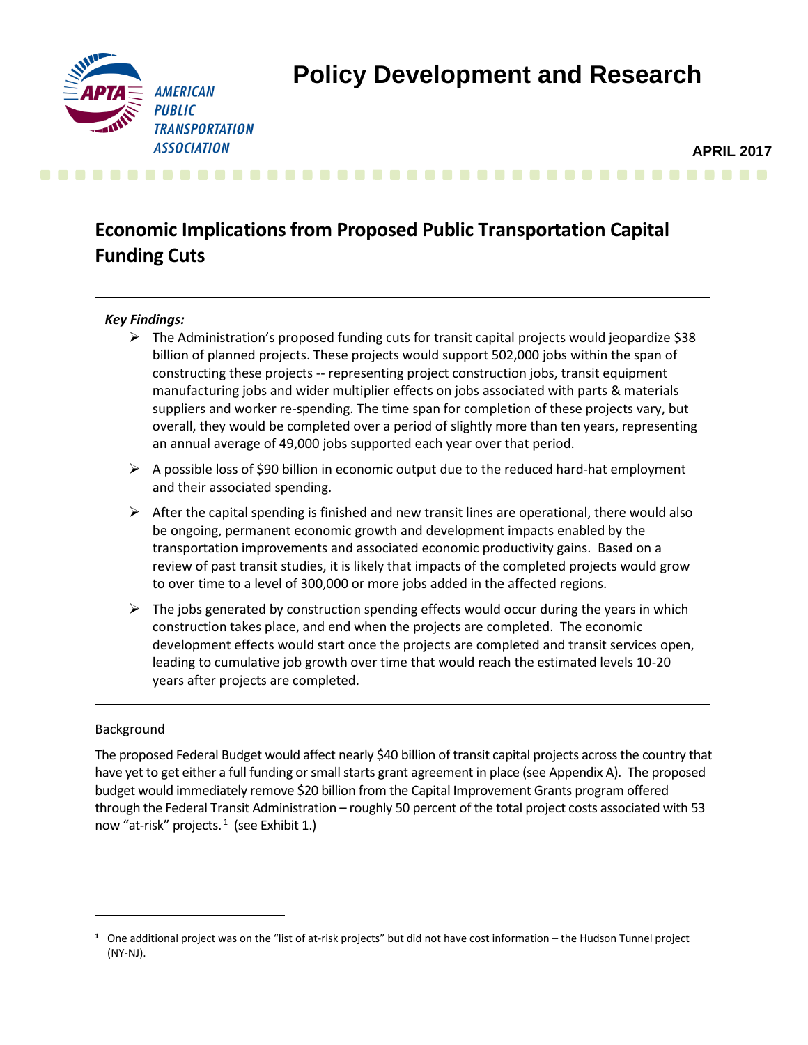# Policy Development and Research

AMERICAN PUBLIC TRANSPORTATION ASSOCIATION

**APRIL 2017**

## Economic Implications from Proposed Public Transportation Capital Funding Cuts

***Key Findings:***

- The Administration's proposed funding cuts for transit capital projects would jeopardize $38 billion of planned projects. These projects would support 502,000 jobs within the span of constructing these projects -- representing project construction jobs, transit equipment manufacturing jobs and wider multiplier effects on jobs associated with parts & materials suppliers and worker re-spending. The time span for completion of these projects vary, but overall, they would be completed over a period of slightly more than ten years, representing an annual average of 49,000 jobs supported each year over that period.
- A possible loss of $90 billion in economic output due to the reduced hard-hat employment and their associated spending.
- After the capital spending is finished and new transit lines are operational, there would also be ongoing, permanent economic growth and development impacts enabled by the transportation improvements and associated economic productivity gains. Based on a review of past transit studies, it is likely that impacts of the completed projects would grow to over time to a level of 300,000 or more jobs added in the affected regions.
- The jobs generated by construction spending effects would occur during the years in which construction takes place, and end when the projects are completed. The economic development effects would start once the projects are completed and transit services open, leading to cumulative job growth over time that would reach the estimated levels 10-20 years after projects are completed.

Background

The proposed Federal Budget would affect nearly $40 billion of transit capital projects across the country that have yet to get either a full funding or small starts grant agreement in place (see Appendix A). The proposed budget would immediately remove $20 billion from the Capital Improvement Grants program offered through the Federal Transit Administration – roughly 50 percent of the total project costs associated with 53 now "at-risk" projects.[1] (see Exhibit 1.)

[1] One additional project was on the "list of at-risk projects" but did not have cost information – the Hudson Tunnel project (NY-NJ).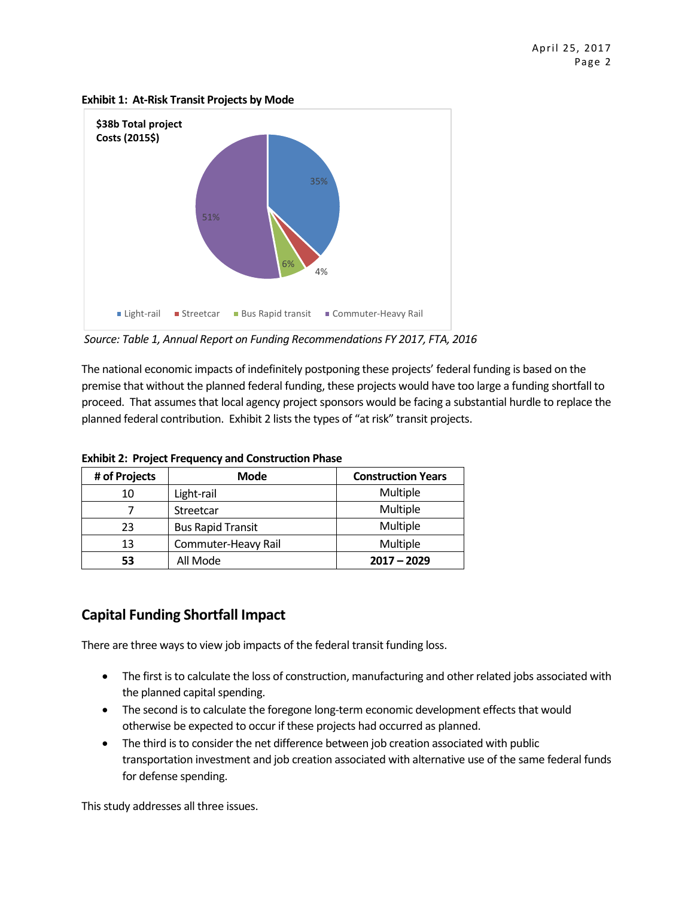**Exhibit 1: At-Risk Transit Projects by Mode**

$38b Total project Costs (2015$)

Light-rail 35%, Streetcar 4%, Bus Rapid transit 6%, Commuter-Heavy Rail 51%

*Source: Table 1, Annual Report on Funding Recommendations FY 2017, FTA, 2016*

The national economic impacts of indefinitely postponing these projects' federal funding is based on the premise that without the planned federal funding, these projects would have too large a funding shortfall to proceed. That assumes that local agency project sponsors would be facing a substantial hurdle to replace the planned federal contribution. Exhibit 2 lists the types of "at risk" transit projects.

**Exhibit 2: Project Frequency and Construction Phase**

| # of Projects | Mode | Construction Years |
|---|---|---|
| 10 | Light-rail | Multiple |
| 7 | Streetcar | Multiple |
| 23 | Bus Rapid Transit | Multiple |
| 13 | Commuter-Heavy Rail | Multiple |
| **53** | All Mode | **2017 – 2029** |

## Capital Funding Shortfall Impact

There are three ways to view job impacts of the federal transit funding loss.

- The first is to calculate the loss of construction, manufacturing and other related jobs associated with the planned capital spending.
- The second is to calculate the foregone long-term economic development effects that would otherwise be expected to occur if these projects had occurred as planned.
- The third is to consider the net difference between job creation associated with public transportation investment and job creation associated with alternative use of the same federal funds for defense spending.

This study addresses all three issues.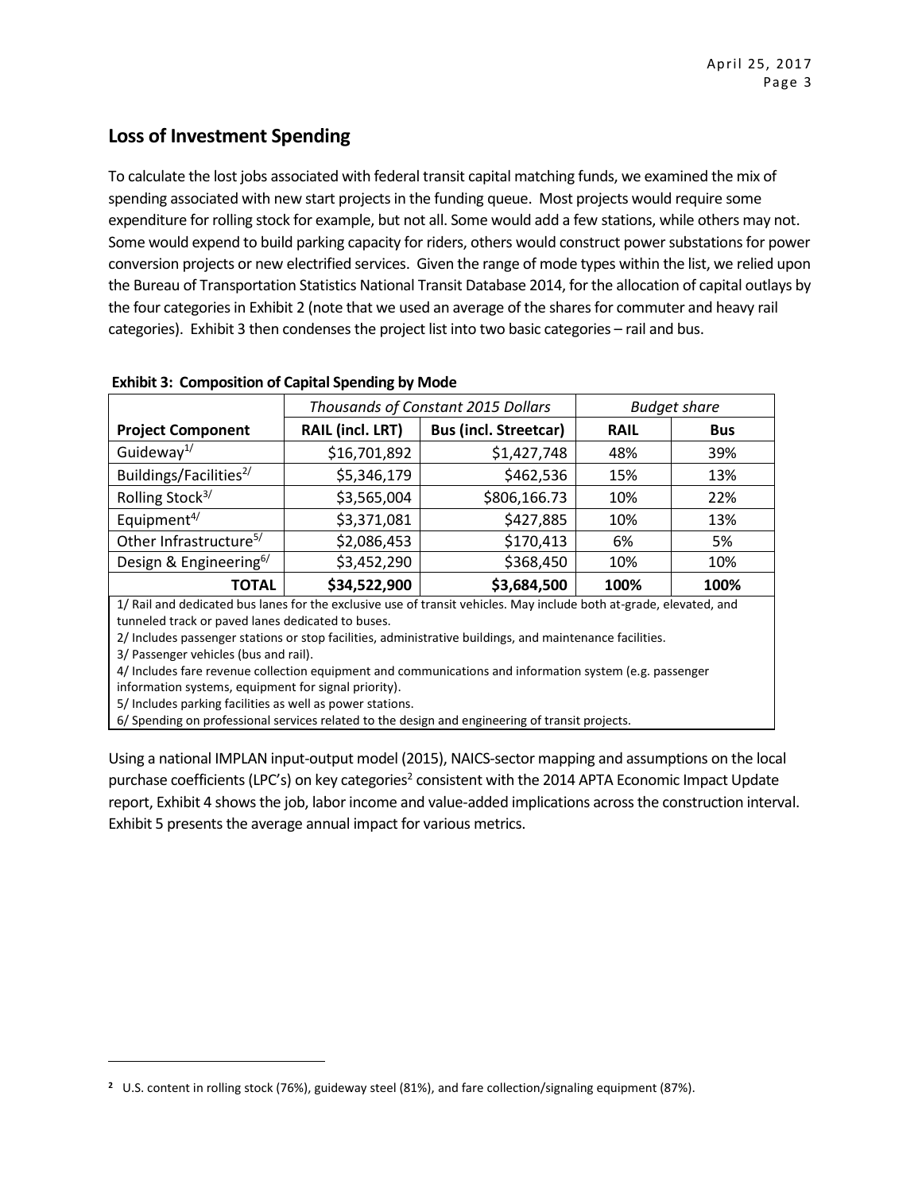## Loss of Investment Spending

To calculate the lost jobs associated with federal transit capital matching funds, we examined the mix of spending associated with new start projects in the funding queue. Most projects would require some expenditure for rolling stock for example, but not all. Some would add a few stations, while others may not. Some would expend to build parking capacity for riders, others would construct power substations for power conversion projects or new electrified services. Given the range of mode types within the list, we relied upon the Bureau of Transportation Statistics National Transit Database 2014, for the allocation of capital outlays by the four categories in Exhibit 2 (note that we used an average of the shares for commuter and heavy rail categories). Exhibit 3 then condenses the project list into two basic categories – rail and bus.

**Exhibit 3: Composition of Capital Spending by Mode**

| | *Thousands of Constant 2015 Dollars* | | *Budget share* | |
|---|---|---|---|---|
| **Project Component** | **RAIL (incl. LRT)** | **Bus (incl. Streetcar)** | **RAIL** | **Bus** |
| Guideway[1/] | $16,701,892 | $1,427,748 | 48% | 39% |
| Buildings/Facilities[2/] | $5,346,179 | $462,536 | 15% | 13% |
| Rolling Stock[3/] | $3,565,004 | $806,166.73 | 10% | 22% |
| Equipment[4/] | $3,371,081 | $427,885 | 10% | 13% |
| Other Infrastructure[5/] | $2,086,453 | $170,413 | 6% | 5% |
| Design & Engineering[6/] | $3,452,290 | $368,450 | 10% | 10% |
| **TOTAL** | **$34,522,900** | **$3,684,500** | **100%** | **100%** |

1/ Rail and dedicated bus lanes for the exclusive use of transit vehicles. May include both at-grade, elevated, and tunneled track or paved lanes dedicated to buses.
2/ Includes passenger stations or stop facilities, administrative buildings, and maintenance facilities.
3/ Passenger vehicles (bus and rail).
4/ Includes fare revenue collection equipment and communications and information system (e.g. passenger information systems, equipment for signal priority).
5/ Includes parking facilities as well as power stations.
6/ Spending on professional services related to the design and engineering of transit projects.

Using a national IMPLAN input-output model (2015), NAICS-sector mapping and assumptions on the local purchase coefficients (LPC's) on key categories[2] consistent with the 2014 APTA Economic Impact Update report, Exhibit 4 shows the job, labor income and value-added implications across the construction interval. Exhibit 5 presents the average annual impact for various metrics.

[2] U.S. content in rolling stock (76%), guideway steel (81%), and fare collection/signaling equipment (87%).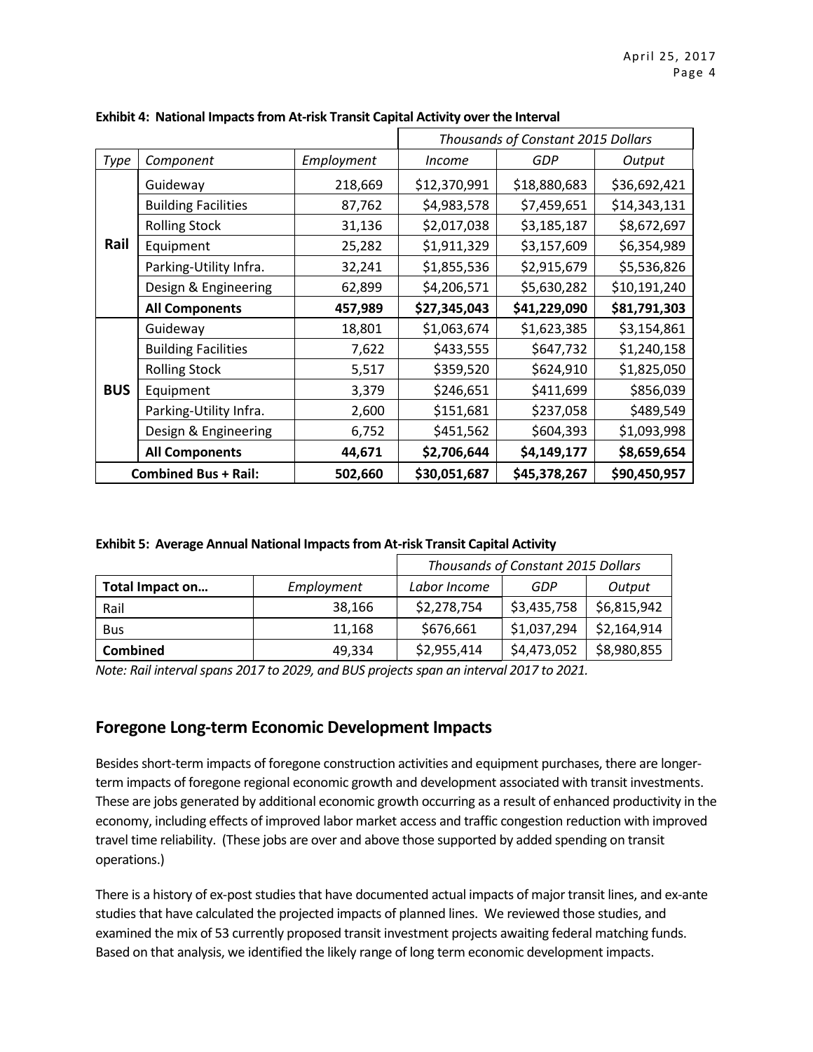**Exhibit 4: National Impacts from At-risk Transit Capital Activity over the Interval**

| | | | *Thousands of Constant 2015 Dollars* | | |
|---|---|---|---|---|---|
| *Type* | *Component* | *Employment* | *Income* | *GDP* | *Output* |
| **Rail** | Guideway | 218,669 | $12,370,991 | $18,880,683 | $36,692,421 |
| | Building Facilities | 87,762 | $4,983,578 | $7,459,651 | $14,343,131 |
| | Rolling Stock | 31,136 | $2,017,038 | $3,185,187 | $8,672,697 |
| | Equipment | 25,282 | $1,911,329 | $3,157,609 | $6,354,989 |
| | Parking-Utility Infra. | 32,241 | $1,855,536 | $2,915,679 | $5,536,826 |
| | Design & Engineering | 62,899 | $4,206,571 | $5,630,282 | $10,191,240 |
| | **All Components** | **457,989** | **$27,345,043** | **$41,229,090** | **$81,791,303** |
| **BUS** | Guideway | 18,801 | $1,063,674 | $1,623,385 | $3,154,861 |
| | Building Facilities | 7,622 | $433,555 | $647,732 | $1,240,158 |
| | Rolling Stock | 5,517 | $359,520 | $624,910 | $1,825,050 |
| | Equipment | 3,379 | $246,651 | $411,699 | $856,039 |
| | Parking-Utility Infra. | 2,600 | $151,681 | $237,058 | $489,549 |
| | Design & Engineering | 6,752 | $451,562 | $604,393 | $1,093,998 |
| | **All Components** | **44,671** | **$2,706,644** | **$4,149,177** | **$8,659,654** |
| **Combined Bus + Rail:** | | **502,660** | **$30,051,687** | **$45,378,267** | **$90,450,957** |

**Exhibit 5: Average Annual National Impacts from At-risk Transit Capital Activity**

| | | *Thousands of Constant 2015 Dollars* | | |
|---|---|---|---|---|
| **Total Impact on…** | *Employment* | *Labor Income* | *GDP* | *Output* |
| Rail | 38,166 | $2,278,754 | $3,435,758 | $6,815,942 |
| Bus | 11,168 | $676,661 | $1,037,294 | $2,164,914 |
| **Combined** | 49,334 | $2,955,414 | $4,473,052 | $8,980,855 |

*Note: Rail interval spans 2017 to 2029, and BUS projects span an interval 2017 to 2021.*

## Foregone Long-term Economic Development Impacts

Besides short-term impacts of foregone construction activities and equipment purchases, there are longer-term impacts of foregone regional economic growth and development associated with transit investments. These are jobs generated by additional economic growth occurring as a result of enhanced productivity in the economy, including effects of improved labor market access and traffic congestion reduction with improved travel time reliability. (These jobs are over and above those supported by added spending on transit operations.)

There is a history of ex-post studies that have documented actual impacts of major transit lines, and ex-ante studies that have calculated the projected impacts of planned lines. We reviewed those studies, and examined the mix of 53 currently proposed transit investment projects awaiting federal matching funds. Based on that analysis, we identified the likely range of long term economic development impacts.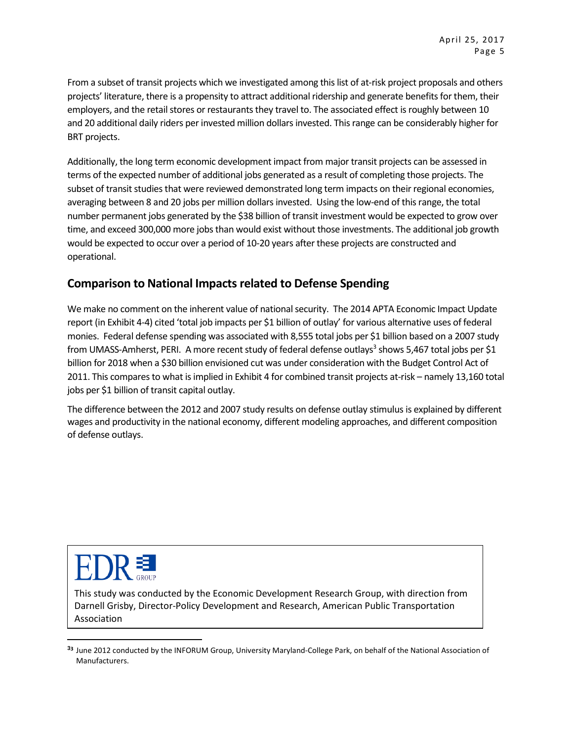From a subset of transit projects which we investigated among this list of at-risk project proposals and others projects' literature, there is a propensity to attract additional ridership and generate benefits for them, their employers, and the retail stores or restaurants they travel to. The associated effect is roughly between 10 and 20 additional daily riders per invested million dollars invested. This range can be considerably higher for BRT projects.

Additionally, the long term economic development impact from major transit projects can be assessed in terms of the expected number of additional jobs generated as a result of completing those projects. The subset of transit studies that were reviewed demonstrated long term impacts on their regional economies, averaging between 8 and 20 jobs per million dollars invested. Using the low-end of this range, the total number permanent jobs generated by the $38 billion of transit investment would be expected to grow over time, and exceed 300,000 more jobs than would exist without those investments. The additional job growth would be expected to occur over a period of 10-20 years after these projects are constructed and operational.

## Comparison to National Impacts related to Defense Spending

We make no comment on the inherent value of national security. The 2014 APTA Economic Impact Update report (in Exhibit 4-4) cited 'total job impacts per $1 billion of outlay' for various alternative uses of federal monies. Federal defense spending was associated with 8,555 total jobs per $1 billion based on a 2007 study from UMASS-Amherst, PERI. A more recent study of federal defense outlays[3] shows 5,467 total jobs per $1 billion for 2018 when a $30 billion envisioned cut was under consideration with the Budget Control Act of 2011. This compares to what is implied in Exhibit 4 for combined transit projects at-risk – namely 13,160 total jobs per $1 billion of transit capital outlay.

The difference between the 2012 and 2007 study results on defense outlay stimulus is explained by different wages and productivity in the national economy, different modeling approaches, and different composition of defense outlays.

EDR GROUP

This study was conducted by the Economic Development Research Group, with direction from Darnell Grisby, Director-Policy Development and Research, American Public Transportation Association

[3] June 2012 conducted by the INFORUM Group, University Maryland-College Park, on behalf of the National Association of Manufacturers.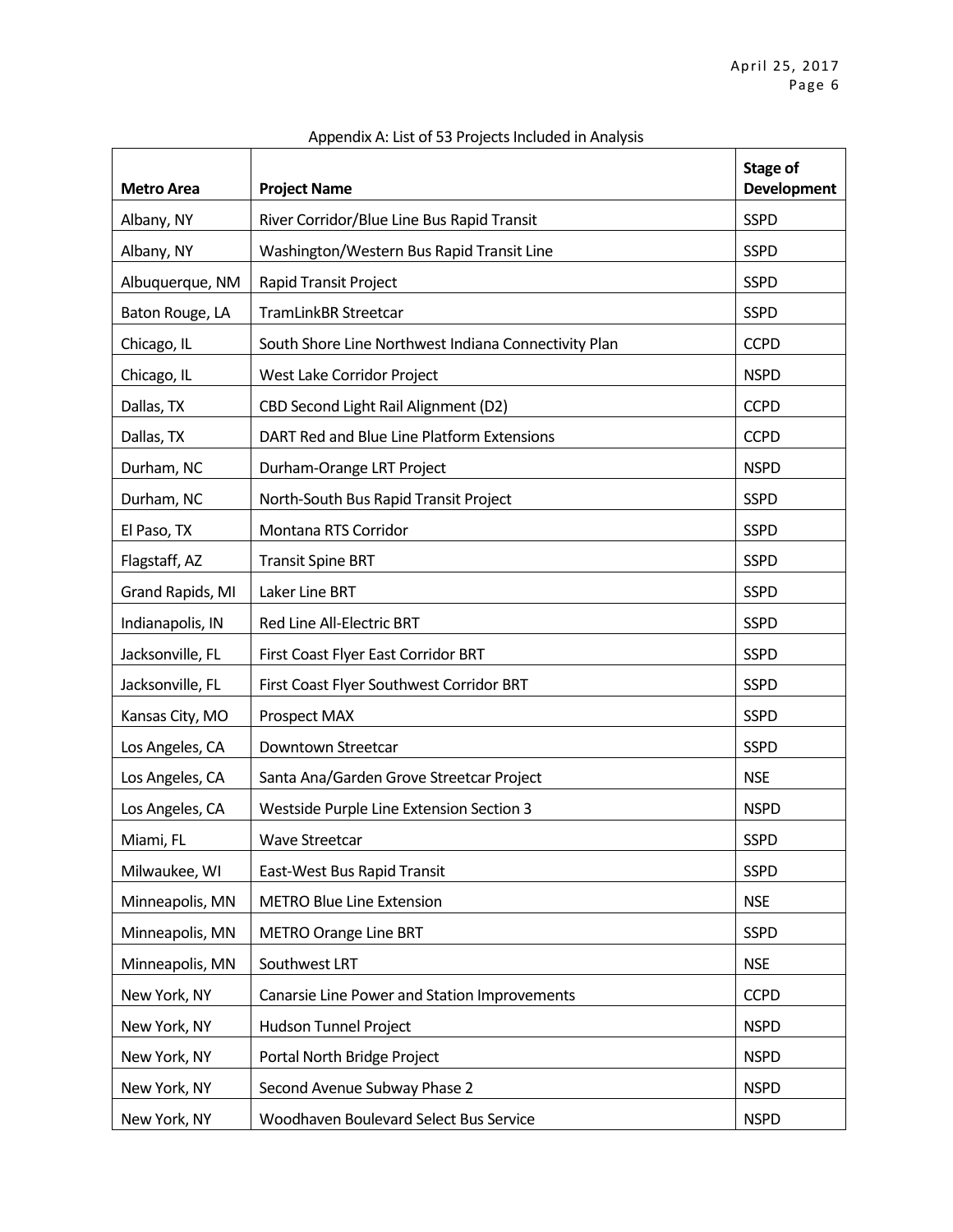Appendix A: List of 53 Projects Included in Analysis

| Metro Area | Project Name | Stage of Development |
|---|---|---|
| Albany, NY | River Corridor/Blue Line Bus Rapid Transit | SSPD |
| Albany, NY | Washington/Western Bus Rapid Transit Line | SSPD |
| Albuquerque, NM | Rapid Transit Project | SSPD |
| Baton Rouge, LA | TramLinkBR Streetcar | SSPD |
| Chicago, IL | South Shore Line Northwest Indiana Connectivity Plan | CCPD |
| Chicago, IL | West Lake Corridor Project | NSPD |
| Dallas, TX | CBD Second Light Rail Alignment (D2) | CCPD |
| Dallas, TX | DART Red and Blue Line Platform Extensions | CCPD |
| Durham, NC | Durham-Orange LRT Project | NSPD |
| Durham, NC | North-South Bus Rapid Transit Project | SSPD |
| El Paso, TX | Montana RTS Corridor | SSPD |
| Flagstaff, AZ | Transit Spine BRT | SSPD |
| Grand Rapids, MI | Laker Line BRT | SSPD |
| Indianapolis, IN | Red Line All-Electric BRT | SSPD |
| Jacksonville, FL | First Coast Flyer East Corridor BRT | SSPD |
| Jacksonville, FL | First Coast Flyer Southwest Corridor BRT | SSPD |
| Kansas City, MO | Prospect MAX | SSPD |
| Los Angeles, CA | Downtown Streetcar | SSPD |
| Los Angeles, CA | Santa Ana/Garden Grove Streetcar Project | NSE |
| Los Angeles, CA | Westside Purple Line Extension Section 3 | NSPD |
| Miami, FL | Wave Streetcar | SSPD |
| Milwaukee, WI | East-West Bus Rapid Transit | SSPD |
| Minneapolis, MN | METRO Blue Line Extension | NSE |
| Minneapolis, MN | METRO Orange Line BRT | SSPD |
| Minneapolis, MN | Southwest LRT | NSE |
| New York, NY | Canarsie Line Power and Station Improvements | CCPD |
| New York, NY | Hudson Tunnel Project | NSPD |
| New York, NY | Portal North Bridge Project | NSPD |
| New York, NY | Second Avenue Subway Phase 2 | NSPD |
| New York, NY | Woodhaven Boulevard Select Bus Service | NSPD |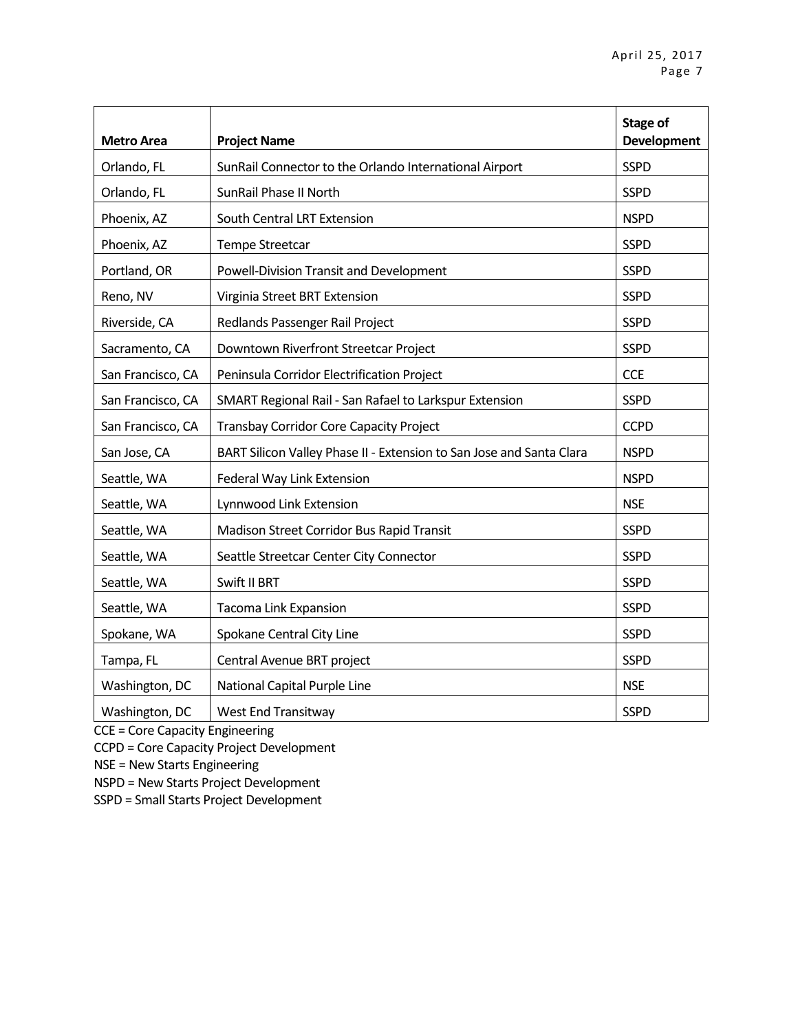| Metro Area | Project Name | Stage of Development |
|---|---|---|
| Orlando, FL | SunRail Connector to the Orlando International Airport | SSPD |
| Orlando, FL | SunRail Phase II North | SSPD |
| Phoenix, AZ | South Central LRT Extension | NSPD |
| Phoenix, AZ | Tempe Streetcar | SSPD |
| Portland, OR | Powell-Division Transit and Development | SSPD |
| Reno, NV | Virginia Street BRT Extension | SSPD |
| Riverside, CA | Redlands Passenger Rail Project | SSPD |
| Sacramento, CA | Downtown Riverfront Streetcar Project | SSPD |
| San Francisco, CA | Peninsula Corridor Electrification Project | CCE |
| San Francisco, CA | SMART Regional Rail - San Rafael to Larkspur Extension | SSPD |
| San Francisco, CA | Transbay Corridor Core Capacity Project | CCPD |
| San Jose, CA | BART Silicon Valley Phase II - Extension to San Jose and Santa Clara | NSPD |
| Seattle, WA | Federal Way Link Extension | NSPD |
| Seattle, WA | Lynnwood Link Extension | NSE |
| Seattle, WA | Madison Street Corridor Bus Rapid Transit | SSPD |
| Seattle, WA | Seattle Streetcar Center City Connector | SSPD |
| Seattle, WA | Swift II BRT | SSPD |
| Seattle, WA | Tacoma Link Expansion | SSPD |
| Spokane, WA | Spokane Central City Line | SSPD |
| Tampa, FL | Central Avenue BRT project | SSPD |
| Washington, DC | National Capital Purple Line | NSE |
| Washington, DC | West End Transitway | SSPD |

CCE = Core Capacity Engineering

CCPD = Core Capacity Project Development

NSE = New Starts Engineering

NSPD = New Starts Project Development

SSPD = Small Starts Project Development